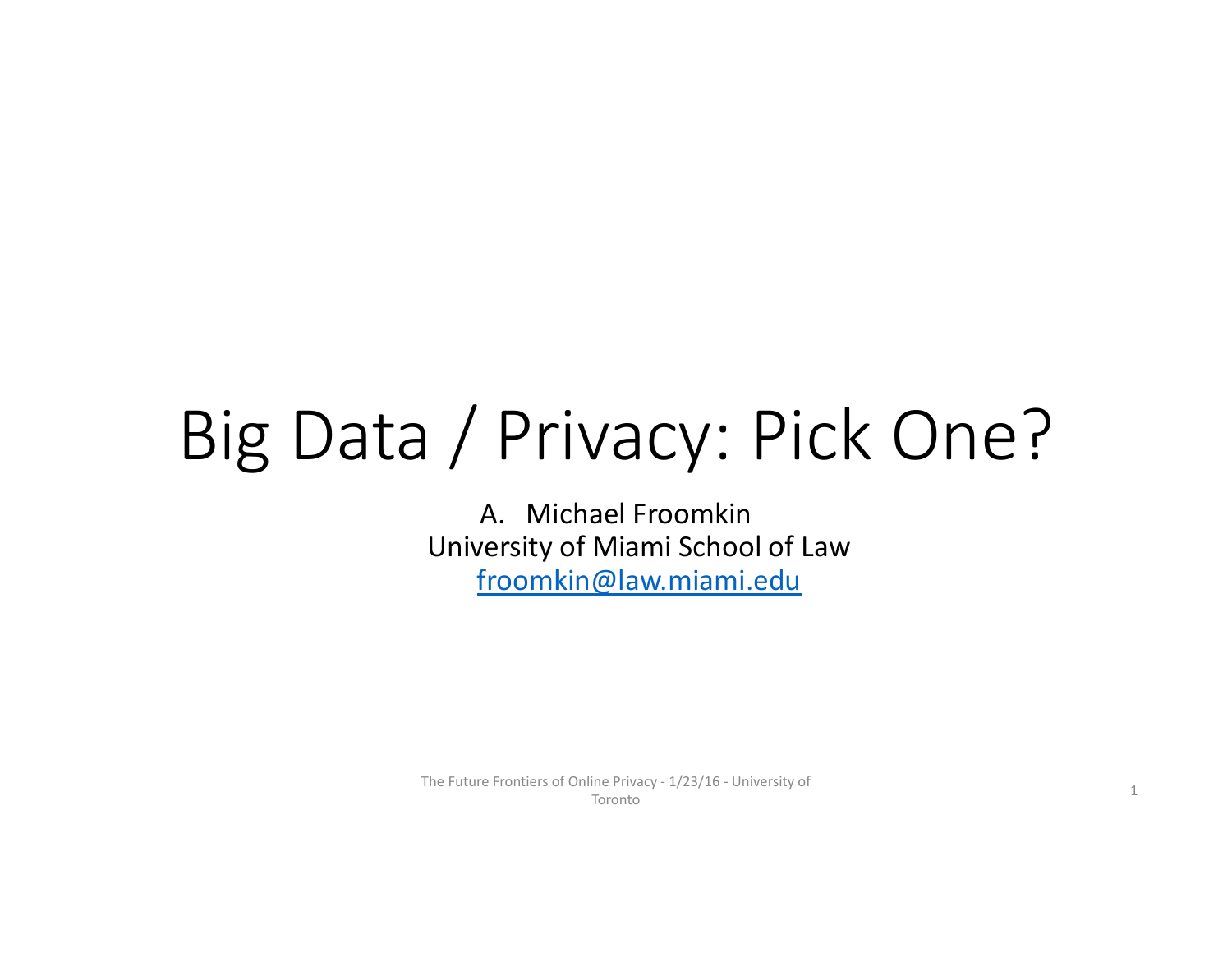# Big Data / Privacy: Pick One?

A. Michael Froomkin
University of Miami School of Law
froomkin@law.miami.edu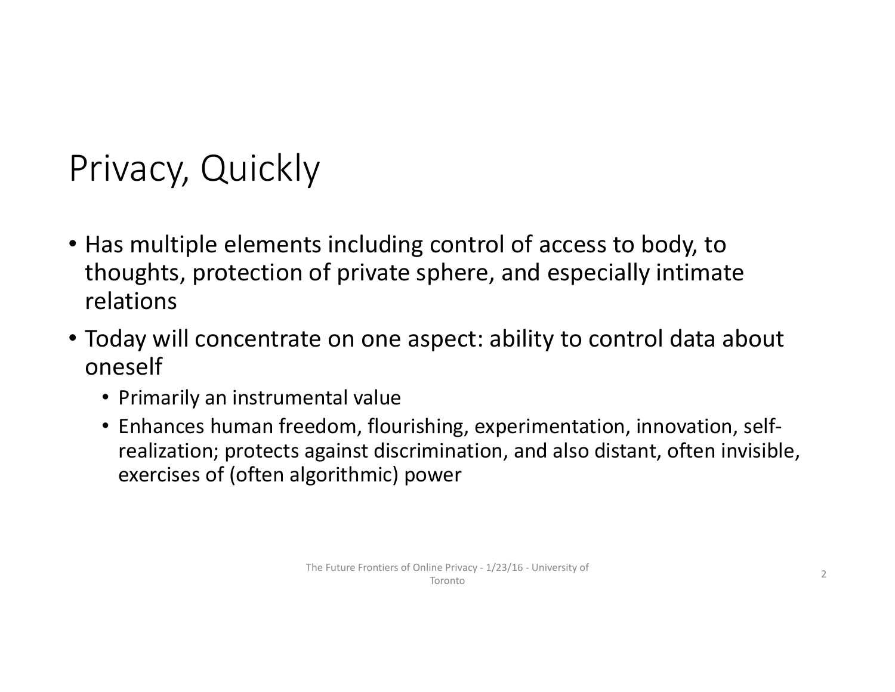# Privacy, Quickly

- Has multiple elements including control of access to body, to thoughts, protection of private sphere, and especially intimate relations
- Today will concentrate on one aspect: ability to control data about oneself
  - Primarily an instrumental value
  - Enhances human freedom, flourishing, experimentation, innovation, self-realization; protects against discrimination, and also distant, often invisible, exercises of (often algorithmic) power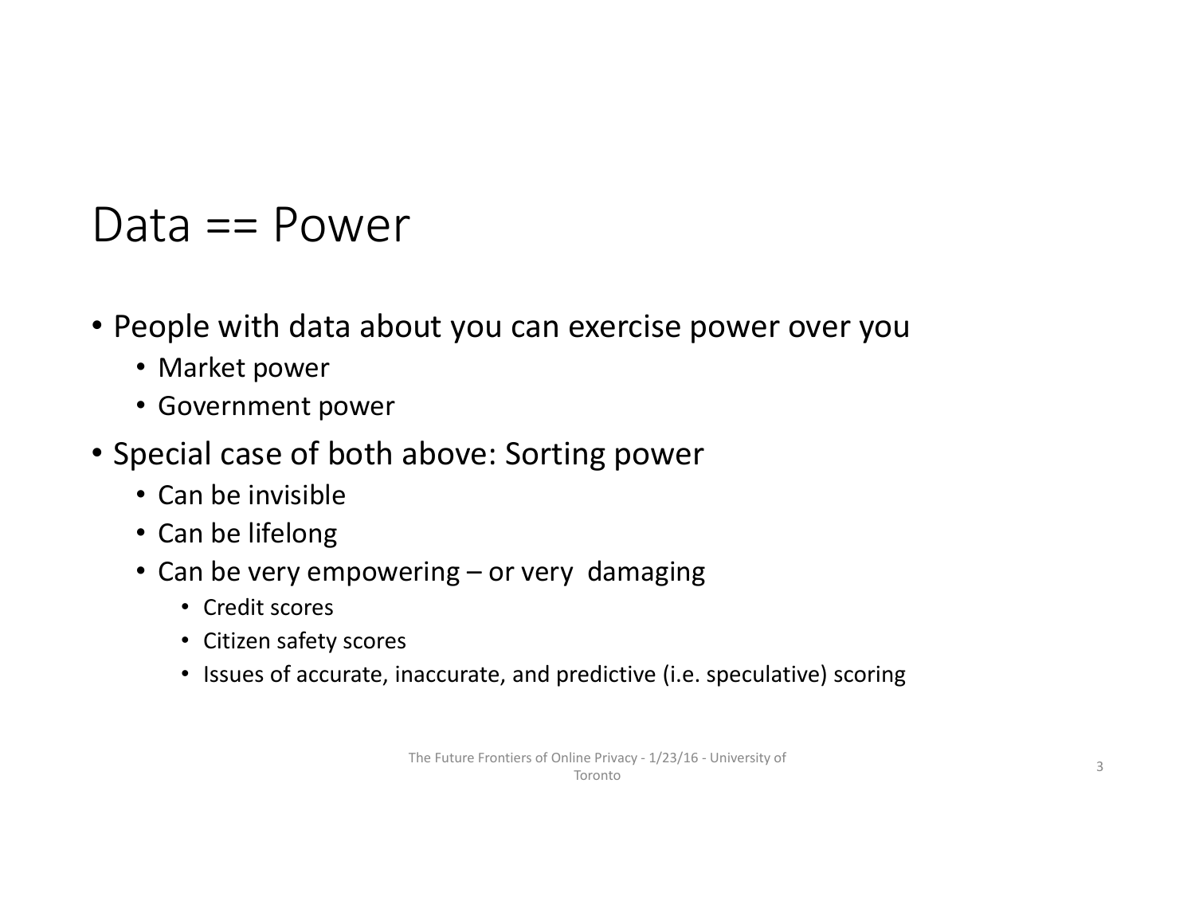# Data == Power

- People with data about you can exercise power over you
  - Market power
  - Government power
- Special case of both above: Sorting power
  - Can be invisible
  - Can be lifelong
  - Can be very empowering – or very damaging
    - Credit scores
    - Citizen safety scores
    - Issues of accurate, inaccurate, and predictive (i.e. speculative) scoring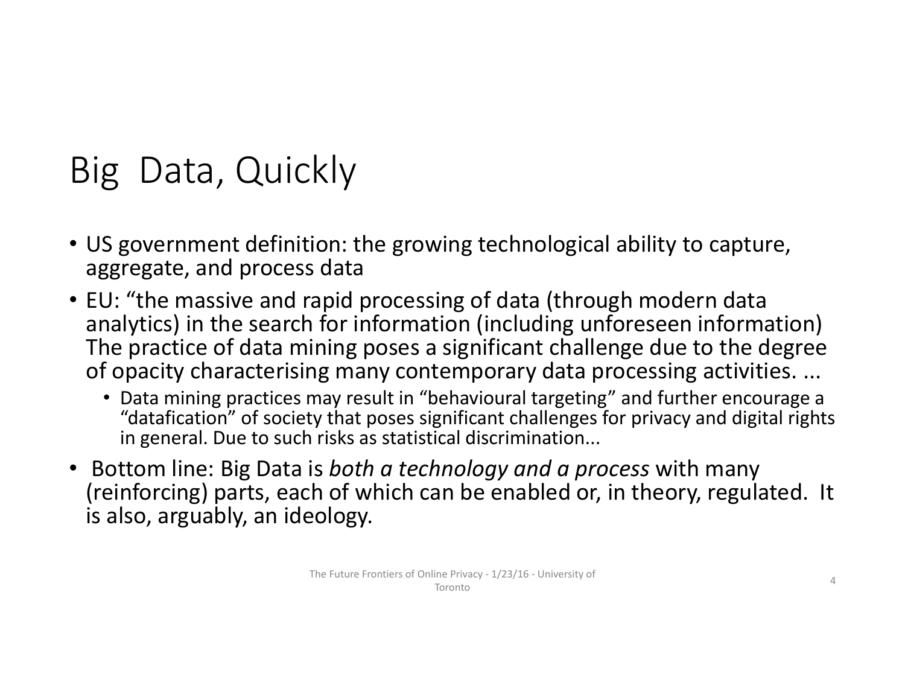# Big Data, Quickly

- US government definition: the growing technological ability to capture, aggregate, and process data
- EU: “the massive and rapid processing of data (through modern data analytics) in the search for information (including unforeseen information) The practice of data mining poses a significant challenge due to the degree of opacity characterising many contemporary data processing activities. ...
  - Data mining practices may result in “behavioural targeting” and further encourage a “datafication” of society that poses significant challenges for privacy and digital rights in general. Due to such risks as statistical discrimination...
- Bottom line: Big Data is *both a technology and a process* with many (reinforcing) parts, each of which can be enabled or, in theory, regulated. It is also, arguably, an ideology.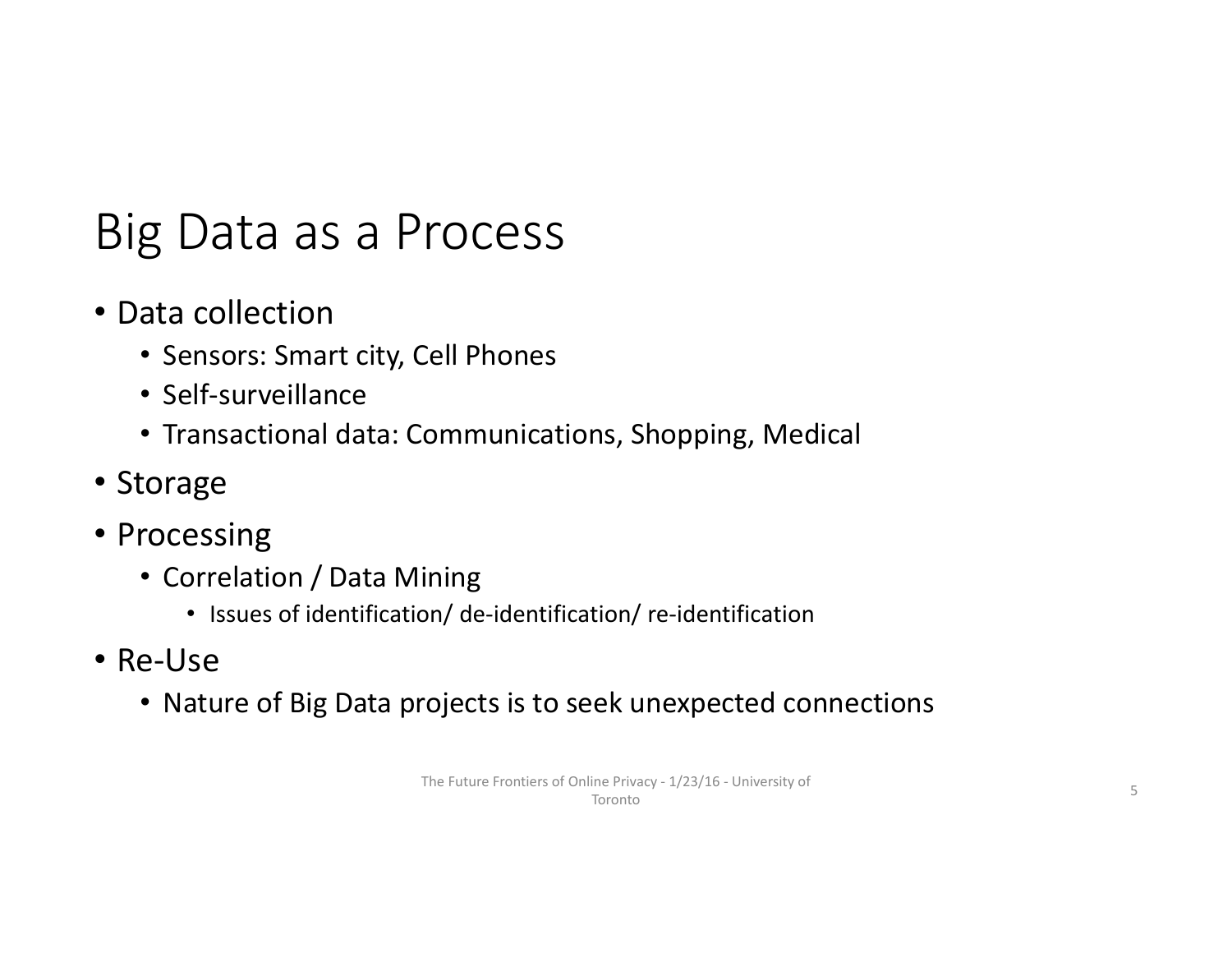# Big Data as a Process

- Data collection
  - Sensors: Smart city, Cell Phones
  - Self-surveillance
  - Transactional data: Communications, Shopping, Medical
- Storage
- Processing
  - Correlation / Data Mining
    - Issues of identification/ de-identification/ re-identification
- Re-Use
  - Nature of Big Data projects is to seek unexpected connections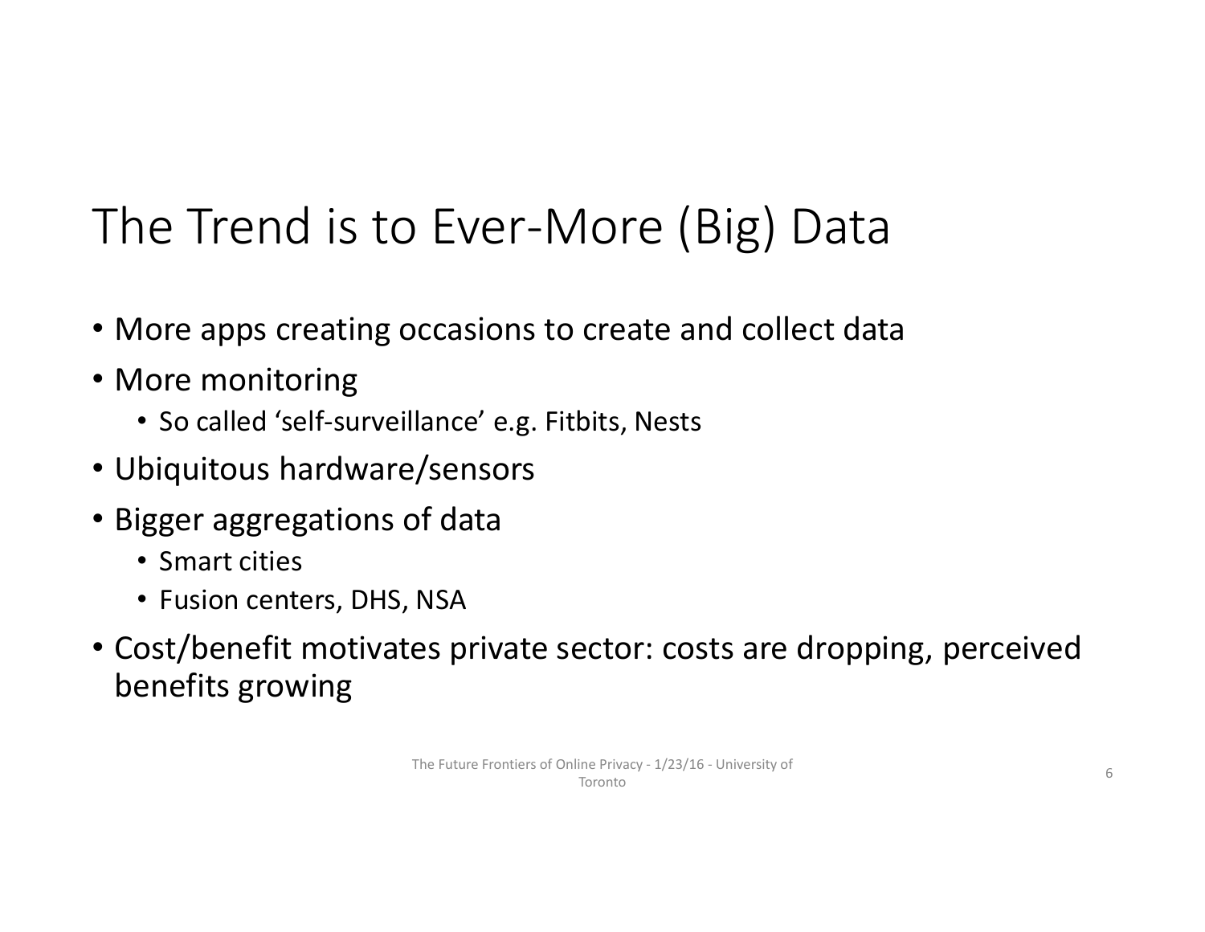# The Trend is to Ever-More (Big) Data

- More apps creating occasions to create and collect data
- More monitoring
  - So called ‘self-surveillance’ e.g. Fitbits, Nests
- Ubiquitous hardware/sensors
- Bigger aggregations of data
  - Smart cities
  - Fusion centers, DHS, NSA
- Cost/benefit motivates private sector: costs are dropping, perceived benefits growing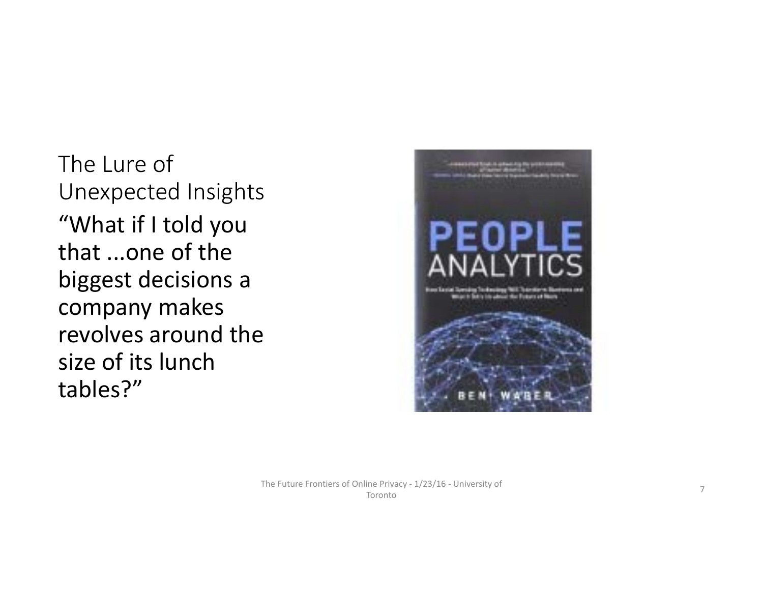## The Lure of Unexpected Insights

"What if I told you that ...one of the biggest decisions a company makes revolves around the size of its lunch tables?"

PEOPLE ANALYTICS

BEN WABER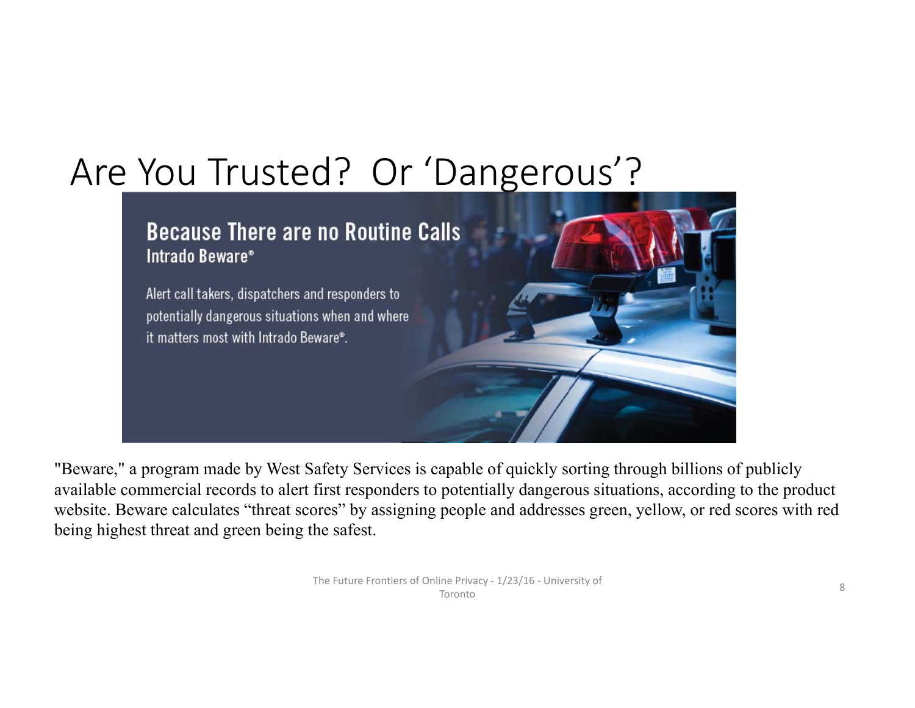# Are You Trusted? Or 'Dangerous'?

**Because There are no Routine Calls**
**Intrado Beware®**

Alert call takers, dispatchers and responders to potentially dangerous situations when and where it matters most with Intrado Beware®.

"Beware," a program made by West Safety Services is capable of quickly sorting through billions of publicly available commercial records to alert first responders to potentially dangerous situations, according to the product website. Beware calculates "threat scores" by assigning people and addresses green, yellow, or red scores with red being highest threat and green being the safest.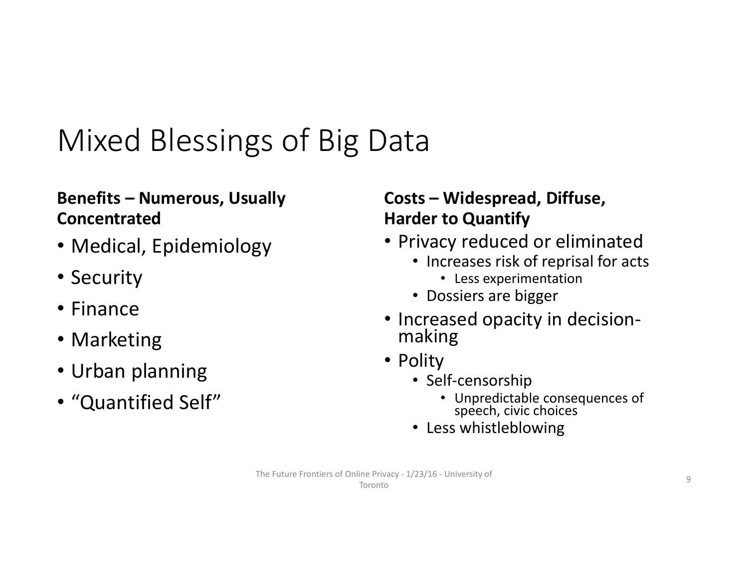# Mixed Blessings of Big Data

**Benefits – Numerous, Usually Concentrated**

- Medical, Epidemiology
- Security
- Finance
- Marketing
- Urban planning
- “Quantified Self”

**Costs – Widespread, Diffuse, Harder to Quantify**

- Privacy reduced or eliminated
  - Increases risk of reprisal for acts
    - Less experimentation
  - Dossiers are bigger
- Increased opacity in decision-making
- Polity
  - Self-censorship
    - Unpredictable consequences of speech, civic choices
  - Less whistleblowing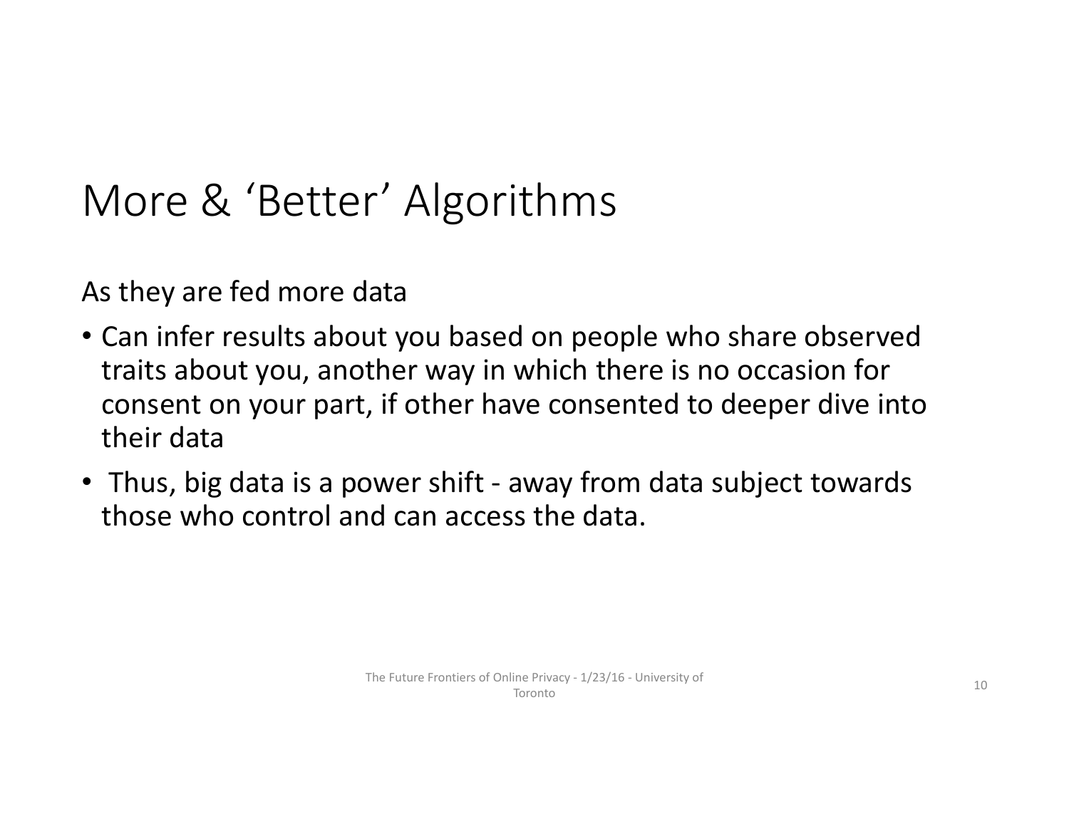# More & 'Better' Algorithms

As they are fed more data

- Can infer results about you based on people who share observed traits about you, another way in which there is no occasion for consent on your part, if other have consented to deeper dive into their data
- Thus, big data is a power shift - away from data subject towards those who control and can access the data.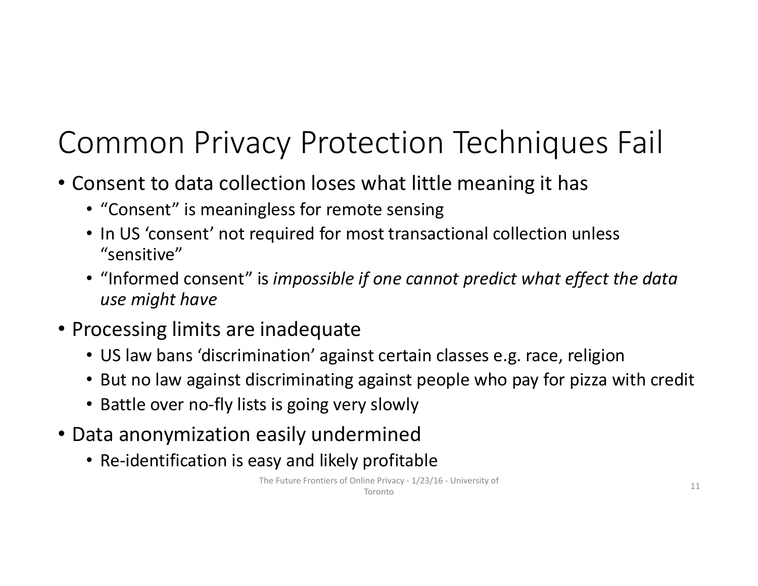# Common Privacy Protection Techniques Fail

- Consent to data collection loses what little meaning it has
  - "Consent" is meaningless for remote sensing
  - In US 'consent' not required for most transactional collection unless "sensitive"
  - "Informed consent" is *impossible if one cannot predict what effect the data use might have*
- Processing limits are inadequate
  - US law bans 'discrimination' against certain classes e.g. race, religion
  - But no law against discriminating against people who pay for pizza with credit
  - Battle over no-fly lists is going very slowly
- Data anonymization easily undermined
  - Re-identification is easy and likely profitable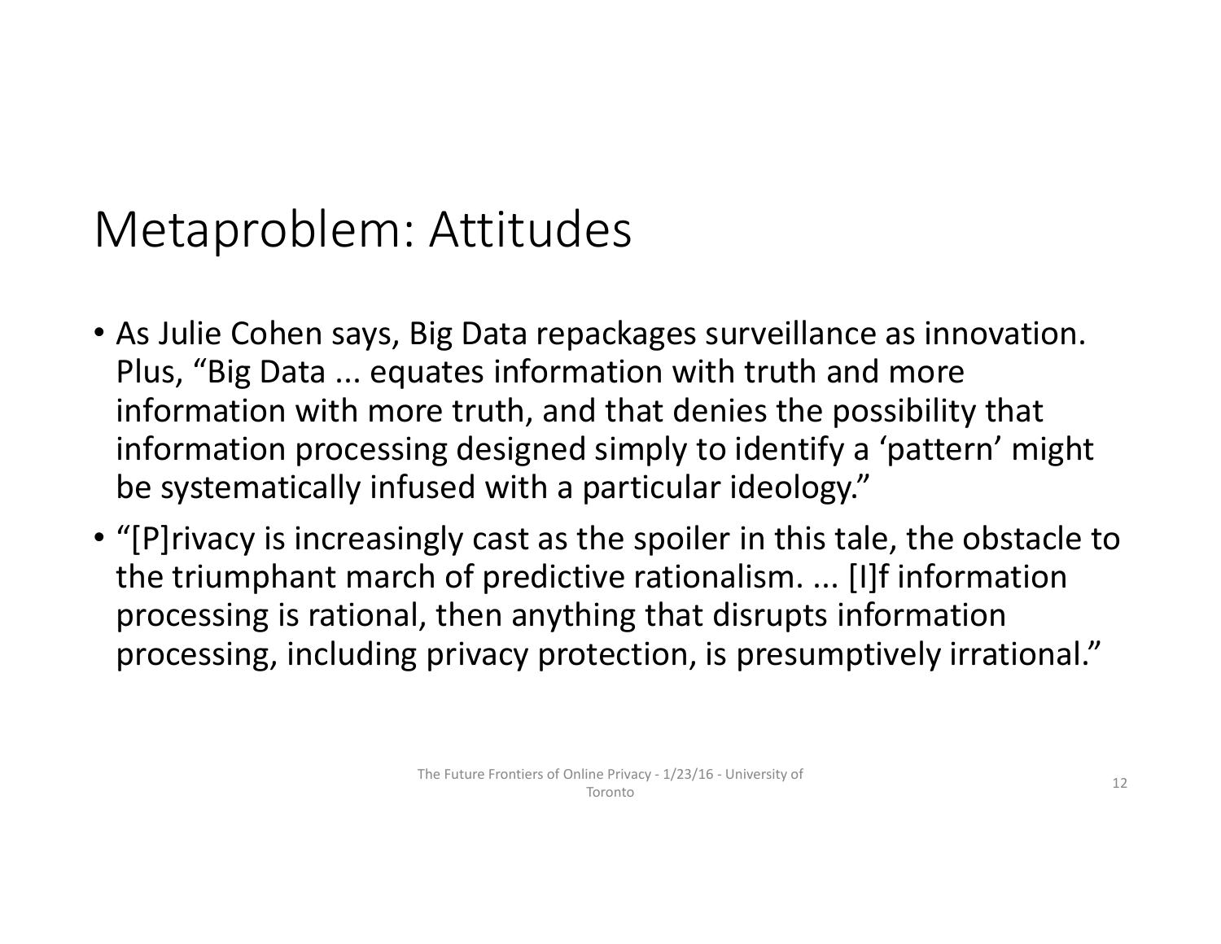# Metaproblem: Attitudes

- As Julie Cohen says, Big Data repackages surveillance as innovation. Plus, "Big Data ... equates information with truth and more information with more truth, and that denies the possibility that information processing designed simply to identify a 'pattern' might be systematically infused with a particular ideology."
- "[P]rivacy is increasingly cast as the spoiler in this tale, the obstacle to the triumphant march of predictive rationalism. ... [I]f information processing is rational, then anything that disrupts information processing, including privacy protection, is presumptively irrational."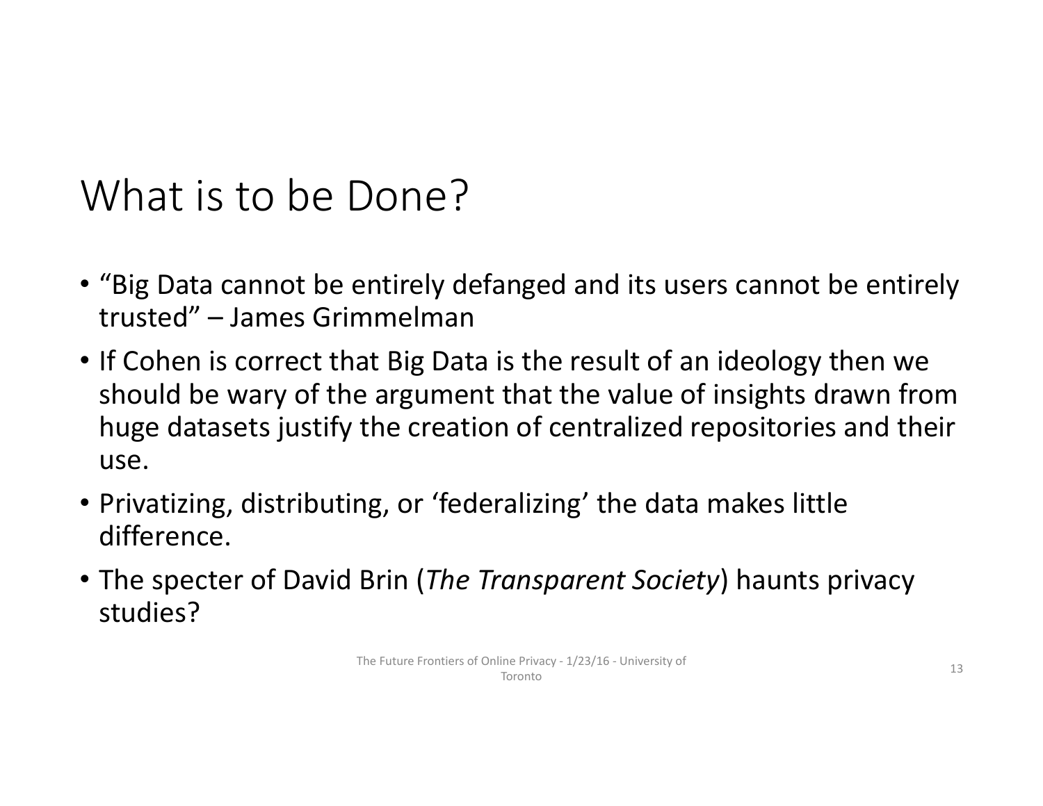# What is to be Done?

- “Big Data cannot be entirely defanged and its users cannot be entirely trusted” – James Grimmelman
- If Cohen is correct that Big Data is the result of an ideology then we should be wary of the argument that the value of insights drawn from huge datasets justify the creation of centralized repositories and their use.
- Privatizing, distributing, or ‘federalizing’ the data makes little difference.
- The specter of David Brin (*The Transparent Society*) haunts privacy studies?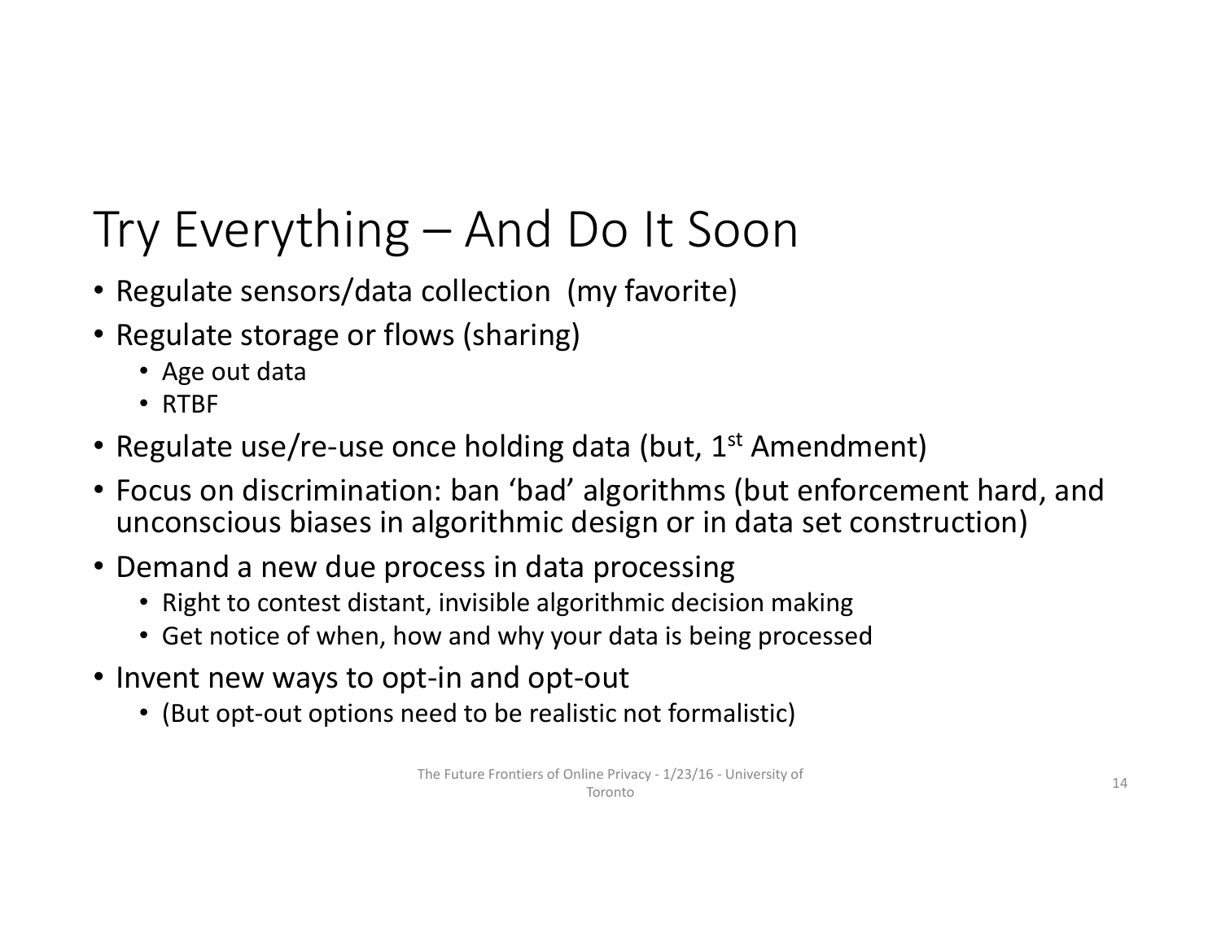# Try Everything – And Do It Soon

- Regulate sensors/data collection (my favorite)
- Regulate storage or flows (sharing)
  - Age out data
  - RTBF
- Regulate use/re-use once holding data (but, 1st Amendment)
- Focus on discrimination: ban 'bad' algorithms (but enforcement hard, and unconscious biases in algorithmic design or in data set construction)
- Demand a new due process in data processing
  - Right to contest distant, invisible algorithmic decision making
  - Get notice of when, how and why your data is being processed
- Invent new ways to opt-in and opt-out
  - (But opt-out options need to be realistic not formalistic)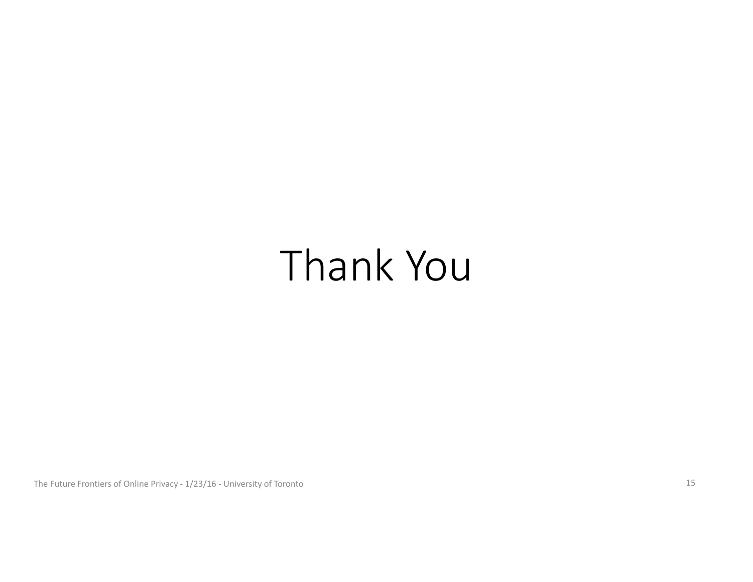# Thank You